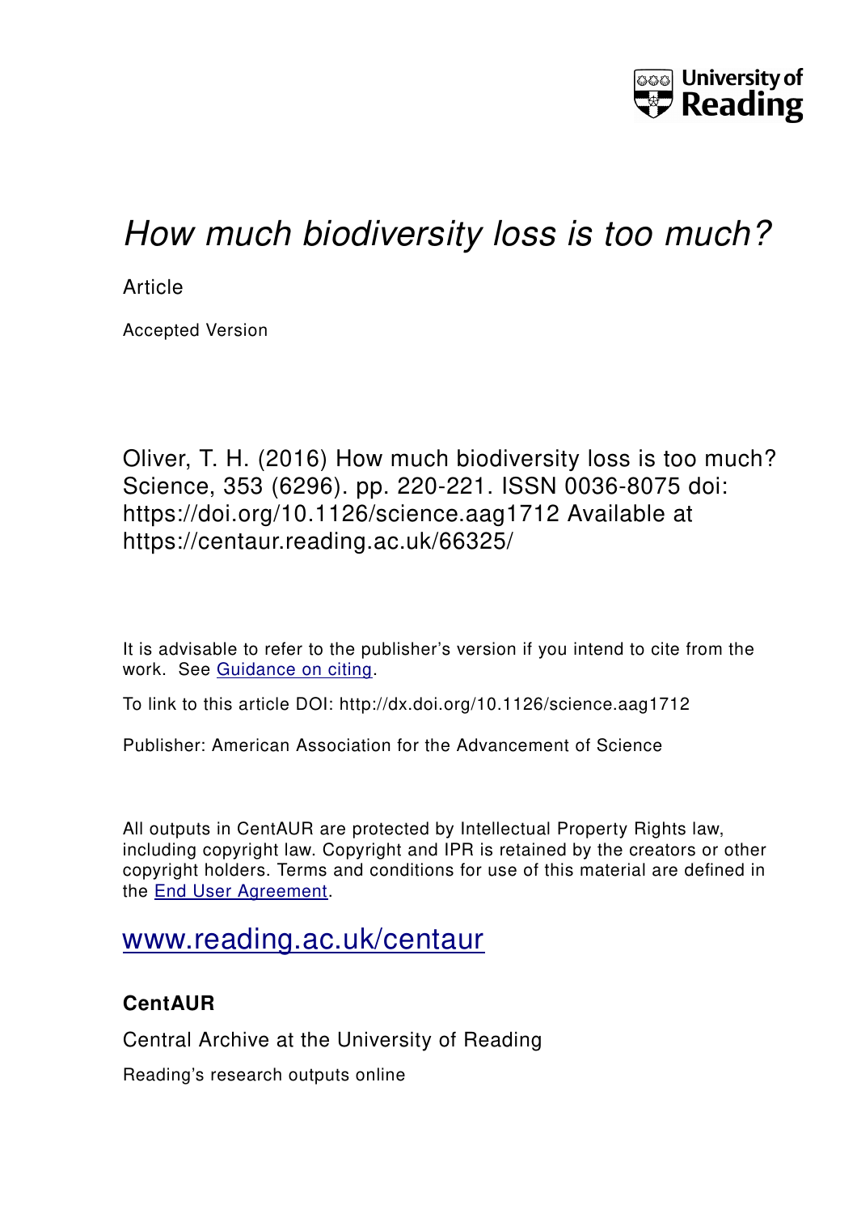University of Reading

# *How much biodiversity loss is too much?*

Article

Accepted Version

Oliver, T. H. (2016) How much biodiversity loss is too much? Science, 353 (6296). pp. 220-221. ISSN 0036-8075 doi: https://doi.org/10.1126/science.aag1712 Available at https://centaur.reading.ac.uk/66325/

It is advisable to refer to the publisher's version if you intend to cite from the work. See Guidance on citing.

To link to this article DOI: http://dx.doi.org/10.1126/science.aag1712

Publisher: American Association for the Advancement of Science

All outputs in CentAUR are protected by Intellectual Property Rights law, including copyright law. Copyright and IPR is retained by the creators or other copyright holders. Terms and conditions for use of this material are defined in the End User Agreement.

www.reading.ac.uk/centaur

**CentAUR**

Central Archive at the University of Reading

Reading's research outputs online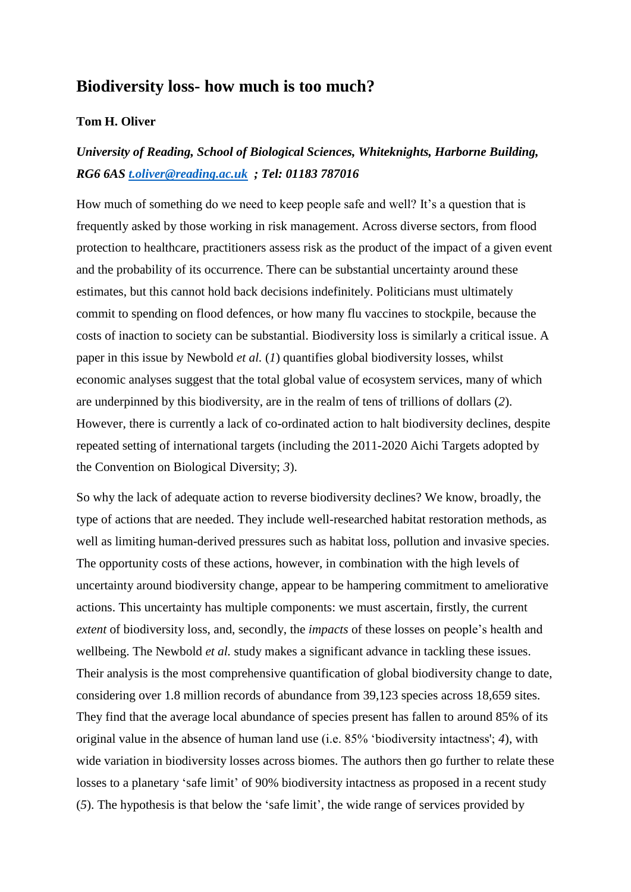# Biodiversity loss- how much is too much?

**Tom H. Oliver**

***University of Reading, School of Biological Sciences, Whiteknights, Harborne Building, RG6 6AS [t.oliver@reading.ac.uk](mailto:t.oliver@reading.ac.uk) ; Tel: 01183 787016***

How much of something do we need to keep people safe and well? It's a question that is frequently asked by those working in risk management. Across diverse sectors, from flood protection to healthcare, practitioners assess risk as the product of the impact of a given event and the probability of its occurrence. There can be substantial uncertainty around these estimates, but this cannot hold back decisions indefinitely. Politicians must ultimately commit to spending on flood defences, or how many flu vaccines to stockpile, because the costs of inaction to society can be substantial. Biodiversity loss is similarly a critical issue. A paper in this issue by Newbold *et al.* (*1*) quantifies global biodiversity losses, whilst economic analyses suggest that the total global value of ecosystem services, many of which are underpinned by this biodiversity, are in the realm of tens of trillions of dollars (*2*). However, there is currently a lack of co-ordinated action to halt biodiversity declines, despite repeated setting of international targets (including the 2011-2020 Aichi Targets adopted by the Convention on Biological Diversity; *3*).

So why the lack of adequate action to reverse biodiversity declines? We know, broadly, the type of actions that are needed. They include well-researched habitat restoration methods, as well as limiting human-derived pressures such as habitat loss, pollution and invasive species. The opportunity costs of these actions, however, in combination with the high levels of uncertainty around biodiversity change, appear to be hampering commitment to ameliorative actions. This uncertainty has multiple components: we must ascertain, firstly, the current *extent* of biodiversity loss, and, secondly, the *impacts* of these losses on people's health and wellbeing. The Newbold *et al.* study makes a significant advance in tackling these issues. Their analysis is the most comprehensive quantification of global biodiversity change to date, considering over 1.8 million records of abundance from 39,123 species across 18,659 sites. They find that the average local abundance of species present has fallen to around 85% of its original value in the absence of human land use (i.e. 85% 'biodiversity intactness'; *4*), with wide variation in biodiversity losses across biomes. The authors then go further to relate these losses to a planetary 'safe limit' of 90% biodiversity intactness as proposed in a recent study (*5*). The hypothesis is that below the 'safe limit', the wide range of services provided by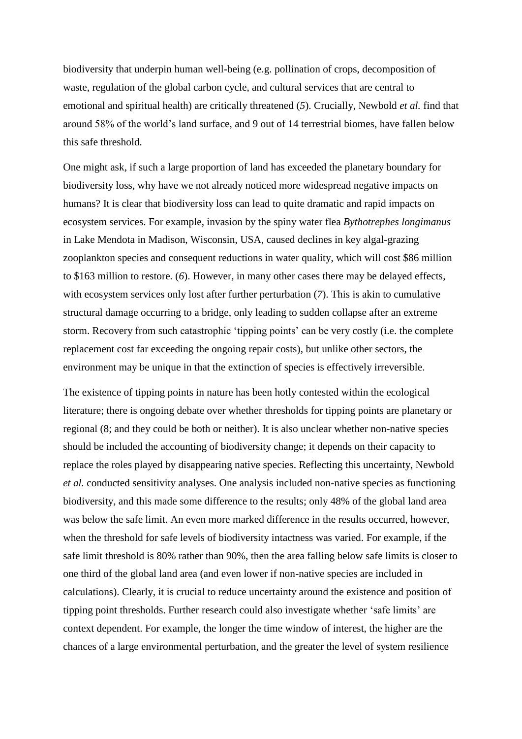biodiversity that underpin human well-being (e.g. pollination of crops, decomposition of waste, regulation of the global carbon cycle, and cultural services that are central to emotional and spiritual health) are critically threatened (*5*). Crucially, Newbold *et al.* find that around 58% of the world's land surface, and 9 out of 14 terrestrial biomes, have fallen below this safe threshold.

One might ask, if such a large proportion of land has exceeded the planetary boundary for biodiversity loss, why have we not already noticed more widespread negative impacts on humans? It is clear that biodiversity loss can lead to quite dramatic and rapid impacts on ecosystem services. For example, invasion by the spiny water flea *Bythotrephes longimanus* in Lake Mendota in Madison, Wisconsin, USA, caused declines in key algal-grazing zooplankton species and consequent reductions in water quality, which will cost \$86 million to \$163 million to restore. (*6*). However, in many other cases there may be delayed effects, with ecosystem services only lost after further perturbation (*7*). This is akin to cumulative structural damage occurring to a bridge, only leading to sudden collapse after an extreme storm. Recovery from such catastrophic 'tipping points' can be very costly (i.e. the complete replacement cost far exceeding the ongoing repair costs), but unlike other sectors, the environment may be unique in that the extinction of species is effectively irreversible.

The existence of tipping points in nature has been hotly contested within the ecological literature; there is ongoing debate over whether thresholds for tipping points are planetary or regional (8; and they could be both or neither). It is also unclear whether non-native species should be included the accounting of biodiversity change; it depends on their capacity to replace the roles played by disappearing native species. Reflecting this uncertainty, Newbold *et al.* conducted sensitivity analyses. One analysis included non-native species as functioning biodiversity, and this made some difference to the results; only 48% of the global land area was below the safe limit. An even more marked difference in the results occurred, however, when the threshold for safe levels of biodiversity intactness was varied. For example, if the safe limit threshold is 80% rather than 90%, then the area falling below safe limits is closer to one third of the global land area (and even lower if non-native species are included in calculations). Clearly, it is crucial to reduce uncertainty around the existence and position of tipping point thresholds. Further research could also investigate whether 'safe limits' are context dependent. For example, the longer the time window of interest, the higher are the chances of a large environmental perturbation, and the greater the level of system resilience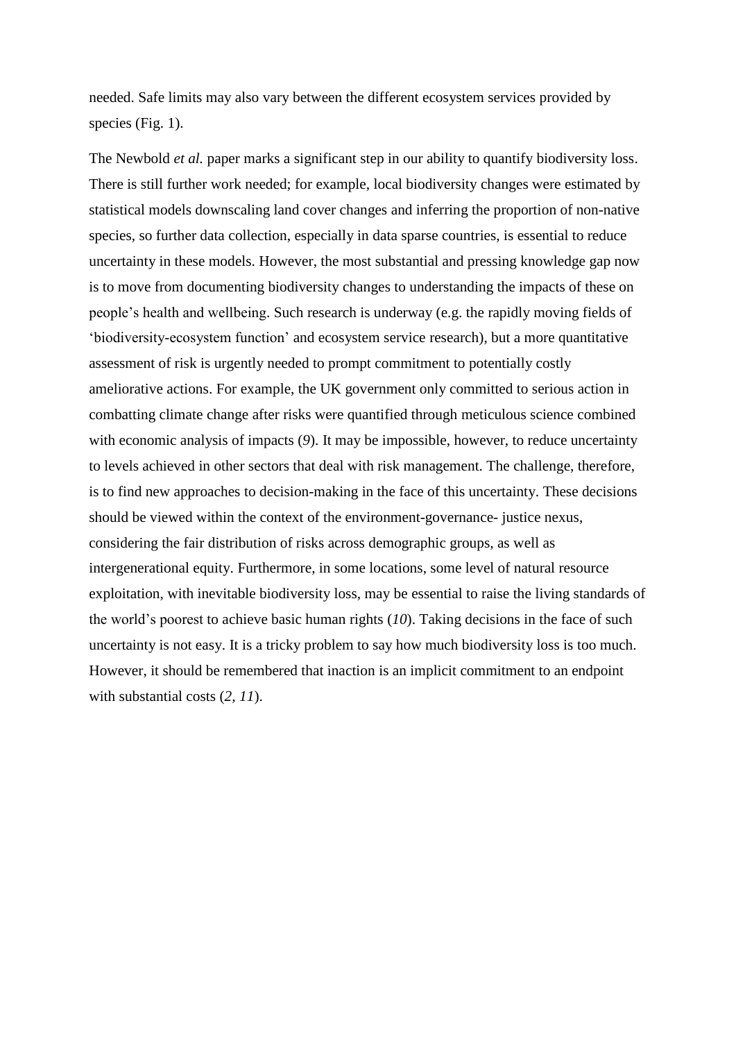needed. Safe limits may also vary between the different ecosystem services provided by species (Fig. 1).

The Newbold *et al.* paper marks a significant step in our ability to quantify biodiversity loss. There is still further work needed; for example, local biodiversity changes were estimated by statistical models downscaling land cover changes and inferring the proportion of non-native species, so further data collection, especially in data sparse countries, is essential to reduce uncertainty in these models. However, the most substantial and pressing knowledge gap now is to move from documenting biodiversity changes to understanding the impacts of these on people's health and wellbeing. Such research is underway (e.g. the rapidly moving fields of 'biodiversity-ecosystem function' and ecosystem service research), but a more quantitative assessment of risk is urgently needed to prompt commitment to potentially costly ameliorative actions. For example, the UK government only committed to serious action in combatting climate change after risks were quantified through meticulous science combined with economic analysis of impacts (*9*). It may be impossible, however, to reduce uncertainty to levels achieved in other sectors that deal with risk management. The challenge, therefore, is to find new approaches to decision-making in the face of this uncertainty. These decisions should be viewed within the context of the environment-governance- justice nexus, considering the fair distribution of risks across demographic groups, as well as intergenerational equity. Furthermore, in some locations, some level of natural resource exploitation, with inevitable biodiversity loss, may be essential to raise the living standards of the world's poorest to achieve basic human rights (*10*). Taking decisions in the face of such uncertainty is not easy. It is a tricky problem to say how much biodiversity loss is too much. However, it should be remembered that inaction is an implicit commitment to an endpoint with substantial costs (*2, 11*).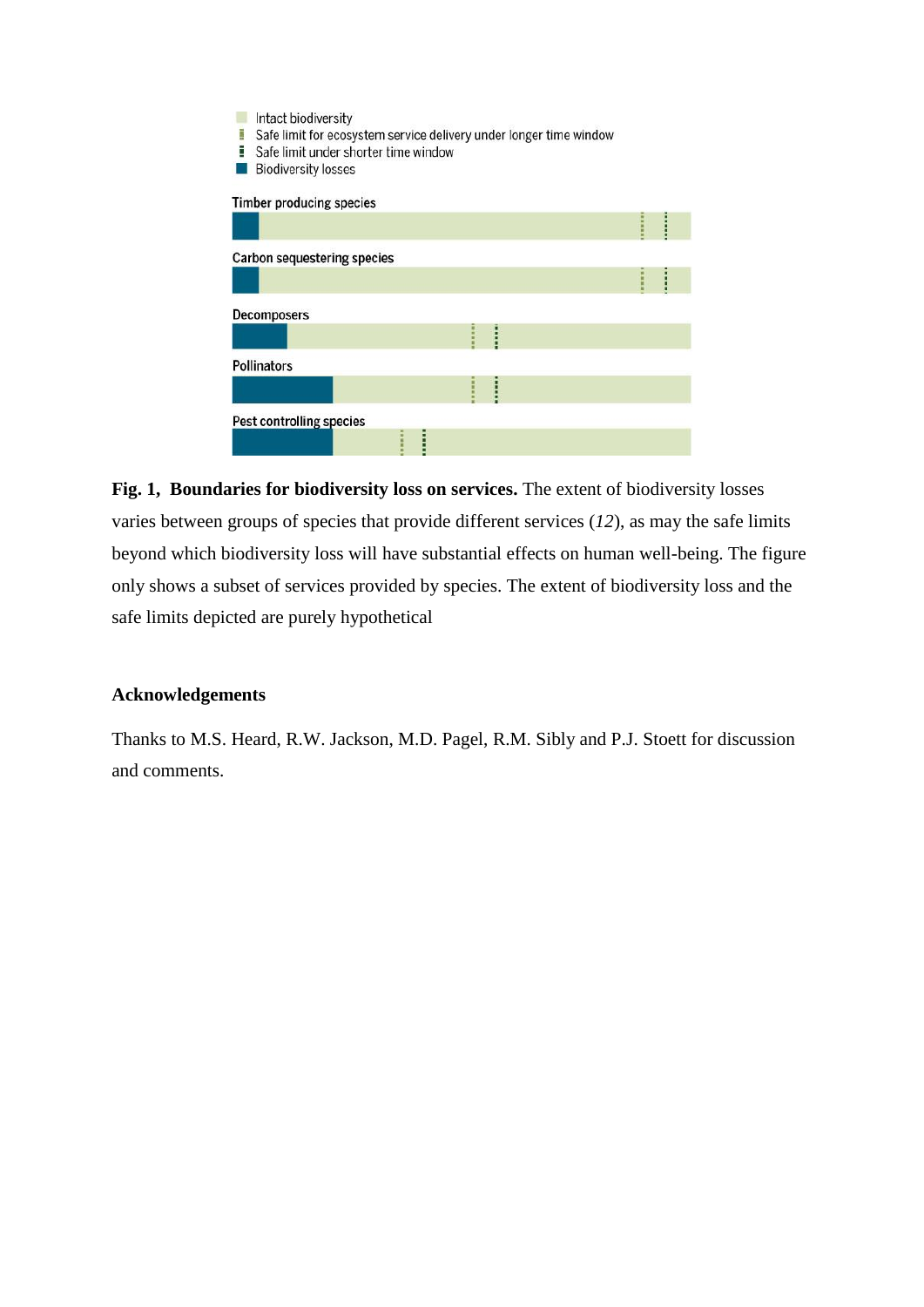Intact biodiversity

Safe limit for ecosystem service delivery under longer time window

Safe limit under shorter time window

Biodiversity losses

Timber producing species

Carbon sequestering species

Decomposers

Pollinators

Pest controlling species

**Fig. 1, Boundaries for biodiversity loss on services.** The extent of biodiversity losses varies between groups of species that provide different services (*12*), as may the safe limits beyond which biodiversity loss will have substantial effects on human well-being. The figure only shows a subset of services provided by species. The extent of biodiversity loss and the safe limits depicted are purely hypothetical

## Acknowledgements

Thanks to M.S. Heard, R.W. Jackson, M.D. Pagel, R.M. Sibly and P.J. Stoett for discussion and comments.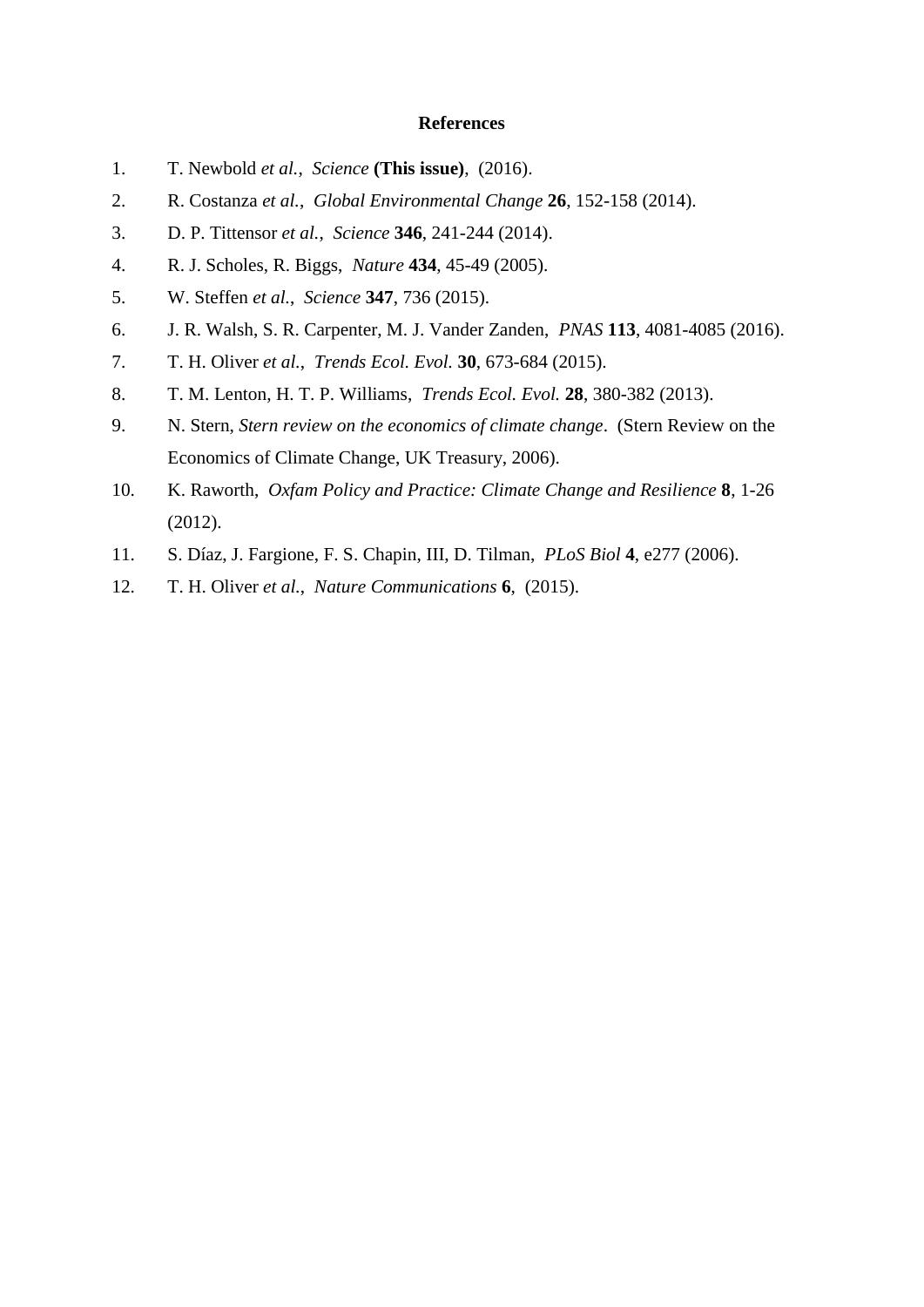## References

1. T. Newbold *et al.*, *Science* **(This issue)**, (2016).
2. R. Costanza *et al.*, *Global Environmental Change* **26**, 152-158 (2014).
3. D. P. Tittensor *et al.*, *Science* **346**, 241-244 (2014).
4. R. J. Scholes, R. Biggs, *Nature* **434**, 45-49 (2005).
5. W. Steffen *et al.*, *Science* **347**, 736 (2015).
6. J. R. Walsh, S. R. Carpenter, M. J. Vander Zanden, *PNAS* **113**, 4081-4085 (2016).
7. T. H. Oliver *et al.*, *Trends Ecol. Evol.* **30**, 673-684 (2015).
8. T. M. Lenton, H. T. P. Williams, *Trends Ecol. Evol.* **28**, 380-382 (2013).
9. N. Stern, *Stern review on the economics of climate change*. (Stern Review on the Economics of Climate Change, UK Treasury, 2006).
10. K. Raworth, *Oxfam Policy and Practice: Climate Change and Resilience* **8**, 1-26 (2012).
11. S. Díaz, J. Fargione, F. S. Chapin, III, D. Tilman, *PLoS Biol* **4**, e277 (2006).
12. T. H. Oliver *et al.*, *Nature Communications* **6**, (2015).